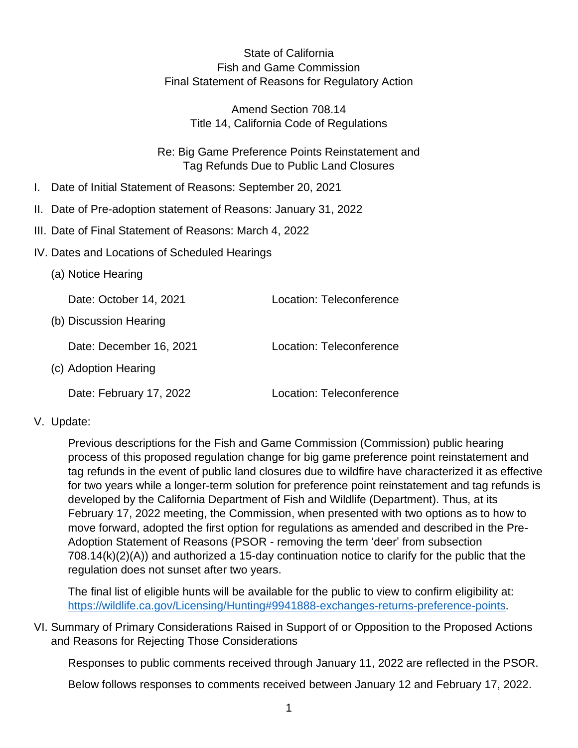State of California
Fish and Game Commission
Final Statement of Reasons for Regulatory Action

Amend Section 708.14
Title 14, California Code of Regulations

Re: Big Game Preference Points Reinstatement and
Tag Refunds Due to Public Land Closures

I. Date of Initial Statement of Reasons: September 20, 2021

II. Date of Pre-adoption statement of Reasons: January 31, 2022

III. Date of Final Statement of Reasons: March 4, 2022

IV. Dates and Locations of Scheduled Hearings

(a) Notice Hearing

Date: October 14, 2021 Location: Teleconference

(b) Discussion Hearing

Date: December 16, 2021 Location: Teleconference

(c) Adoption Hearing

Date: February 17, 2022 Location: Teleconference

V. Update:

Previous descriptions for the Fish and Game Commission (Commission) public hearing process of this proposed regulation change for big game preference point reinstatement and tag refunds in the event of public land closures due to wildfire have characterized it as effective for two years while a longer-term solution for preference point reinstatement and tag refunds is developed by the California Department of Fish and Wildlife (Department). Thus, at its February 17, 2022 meeting, the Commission, when presented with two options as to how to move forward, adopted the first option for regulations as amended and described in the Pre-Adoption Statement of Reasons (PSOR - removing the term 'deer' from subsection 708.14(k)(2)(A)) and authorized a 15-day continuation notice to clarify for the public that the regulation does not sunset after two years.

The final list of eligible hunts will be available for the public to view to confirm eligibility at: https://wildlife.ca.gov/Licensing/Hunting#9941888-exchanges-returns-preference-points.

VI. Summary of Primary Considerations Raised in Support of or Opposition to the Proposed Actions and Reasons for Rejecting Those Considerations

Responses to public comments received through January 11, 2022 are reflected in the PSOR.

Below follows responses to comments received between January 12 and February 17, 2022.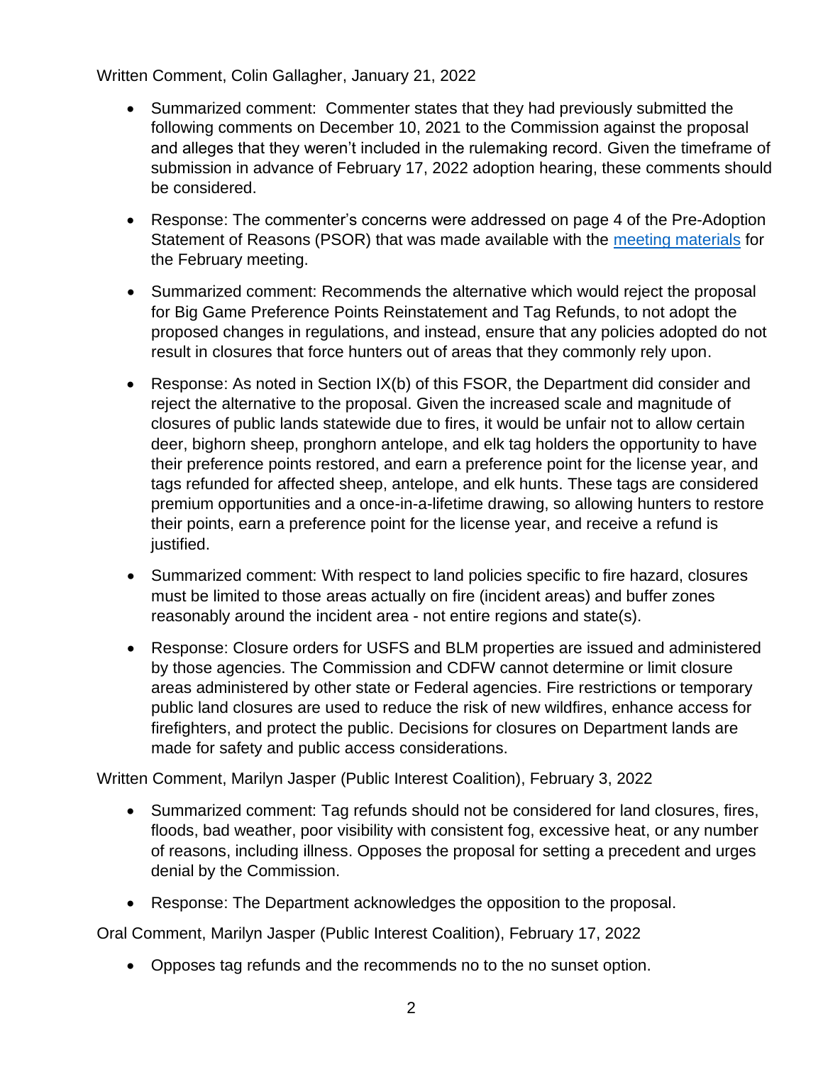Written Comment, Colin Gallagher, January 21, 2022

- Summarized comment: Commenter states that they had previously submitted the following comments on December 10, 2021 to the Commission against the proposal and alleges that they weren't included in the rulemaking record. Given the timeframe of submission in advance of February 17, 2022 adoption hearing, these comments should be considered.
- Response: The commenter's concerns were addressed on page 4 of the Pre-Adoption Statement of Reasons (PSOR) that was made available with the meeting materials for the February meeting.
- Summarized comment: Recommends the alternative which would reject the proposal for Big Game Preference Points Reinstatement and Tag Refunds, to not adopt the proposed changes in regulations, and instead, ensure that any policies adopted do not result in closures that force hunters out of areas that they commonly rely upon.
- Response: As noted in Section IX(b) of this FSOR, the Department did consider and reject the alternative to the proposal. Given the increased scale and magnitude of closures of public lands statewide due to fires, it would be unfair not to allow certain deer, bighorn sheep, pronghorn antelope, and elk tag holders the opportunity to have their preference points restored, and earn a preference point for the license year, and tags refunded for affected sheep, antelope, and elk hunts. These tags are considered premium opportunities and a once-in-a-lifetime drawing, so allowing hunters to restore their points, earn a preference point for the license year, and receive a refund is justified.
- Summarized comment: With respect to land policies specific to fire hazard, closures must be limited to those areas actually on fire (incident areas) and buffer zones reasonably around the incident area - not entire regions and state(s).
- Response: Closure orders for USFS and BLM properties are issued and administered by those agencies. The Commission and CDFW cannot determine or limit closure areas administered by other state or Federal agencies. Fire restrictions or temporary public land closures are used to reduce the risk of new wildfires, enhance access for firefighters, and protect the public. Decisions for closures on Department lands are made for safety and public access considerations.

Written Comment, Marilyn Jasper (Public Interest Coalition), February 3, 2022

- Summarized comment: Tag refunds should not be considered for land closures, fires, floods, bad weather, poor visibility with consistent fog, excessive heat, or any number of reasons, including illness. Opposes the proposal for setting a precedent and urges denial by the Commission.
- Response: The Department acknowledges the opposition to the proposal.

Oral Comment, Marilyn Jasper (Public Interest Coalition), February 17, 2022

- Opposes tag refunds and the recommends no to the no sunset option.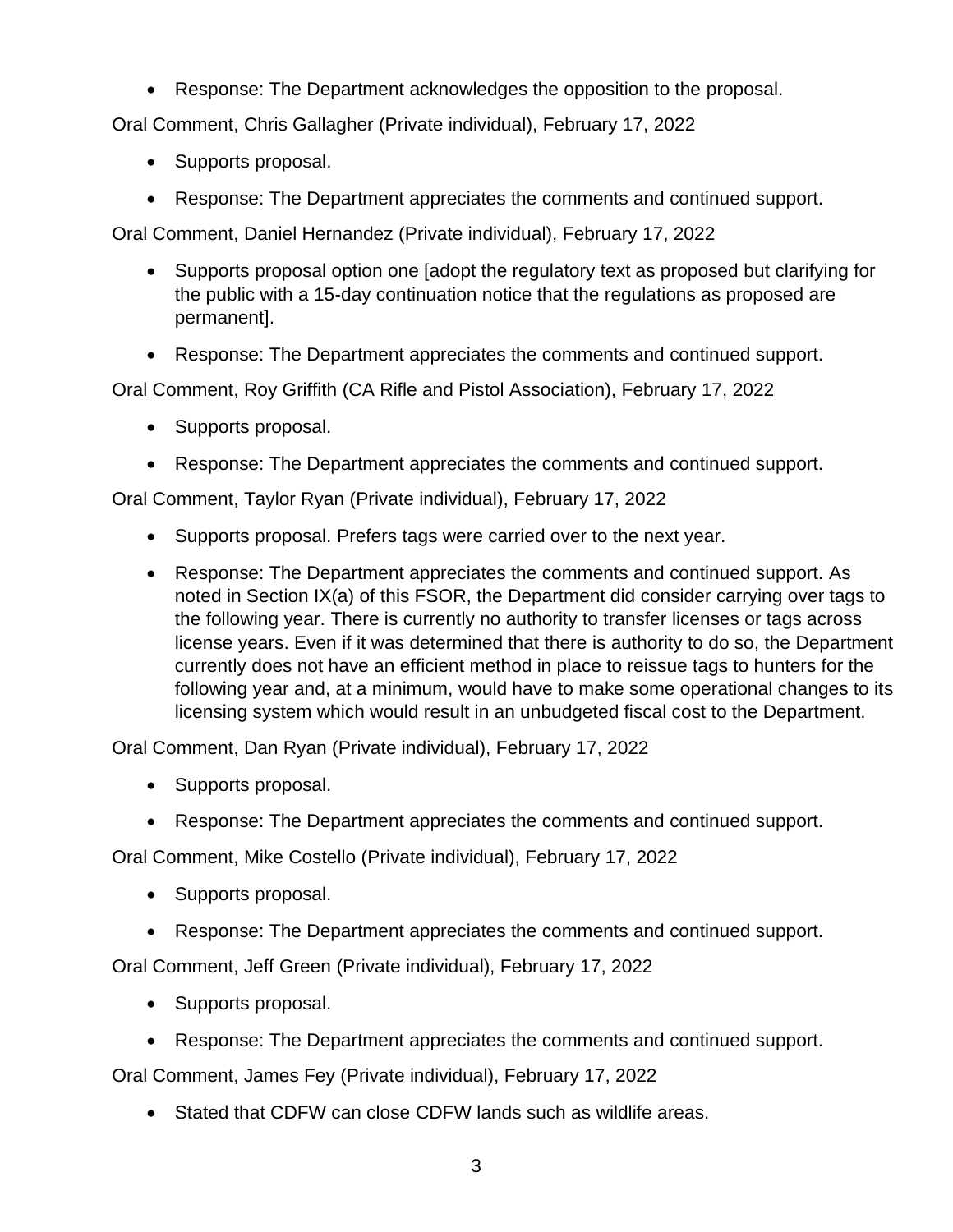- Response: The Department acknowledges the opposition to the proposal.

Oral Comment, Chris Gallagher (Private individual), February 17, 2022

- Supports proposal.
- Response: The Department appreciates the comments and continued support.

Oral Comment, Daniel Hernandez (Private individual), February 17, 2022

- Supports proposal option one [adopt the regulatory text as proposed but clarifying for the public with a 15-day continuation notice that the regulations as proposed are permanent].
- Response: The Department appreciates the comments and continued support.

Oral Comment, Roy Griffith (CA Rifle and Pistol Association), February 17, 2022

- Supports proposal.
- Response: The Department appreciates the comments and continued support.

Oral Comment, Taylor Ryan (Private individual), February 17, 2022

- Supports proposal. Prefers tags were carried over to the next year.
- Response: The Department appreciates the comments and continued support. As noted in Section IX(a) of this FSOR, the Department did consider carrying over tags to the following year. There is currently no authority to transfer licenses or tags across license years. Even if it was determined that there is authority to do so, the Department currently does not have an efficient method in place to reissue tags to hunters for the following year and, at a minimum, would have to make some operational changes to its licensing system which would result in an unbudgeted fiscal cost to the Department.

Oral Comment, Dan Ryan (Private individual), February 17, 2022

- Supports proposal.
- Response: The Department appreciates the comments and continued support.

Oral Comment, Mike Costello (Private individual), February 17, 2022

- Supports proposal.
- Response: The Department appreciates the comments and continued support.

Oral Comment, Jeff Green (Private individual), February 17, 2022

- Supports proposal.
- Response: The Department appreciates the comments and continued support.

Oral Comment, James Fey (Private individual), February 17, 2022

- Stated that CDFW can close CDFW lands such as wildlife areas.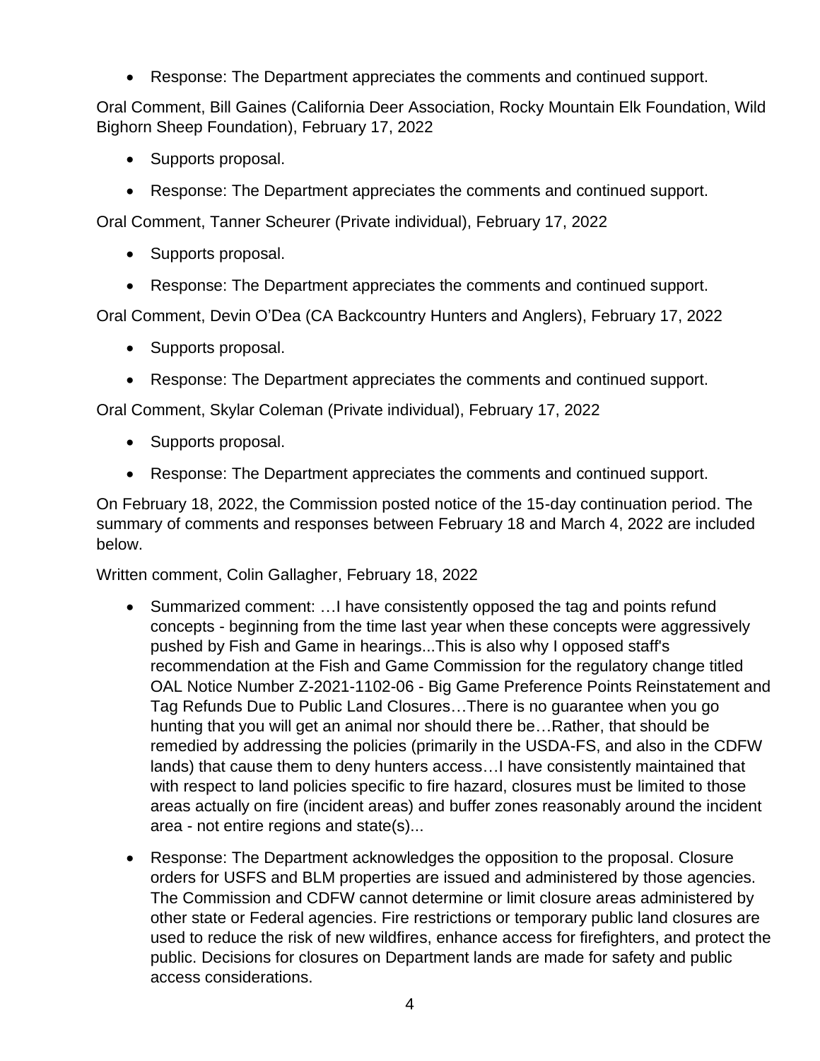- Response: The Department appreciates the comments and continued support.

Oral Comment, Bill Gaines (California Deer Association, Rocky Mountain Elk Foundation, Wild Bighorn Sheep Foundation), February 17, 2022

- Supports proposal.
- Response: The Department appreciates the comments and continued support.

Oral Comment, Tanner Scheurer (Private individual), February 17, 2022

- Supports proposal.
- Response: The Department appreciates the comments and continued support.

Oral Comment, Devin O'Dea (CA Backcountry Hunters and Anglers), February 17, 2022

- Supports proposal.
- Response: The Department appreciates the comments and continued support.

Oral Comment, Skylar Coleman (Private individual), February 17, 2022

- Supports proposal.
- Response: The Department appreciates the comments and continued support.

On February 18, 2022, the Commission posted notice of the 15-day continuation period. The summary of comments and responses between February 18 and March 4, 2022 are included below.

Written comment, Colin Gallagher, February 18, 2022

- Summarized comment: …I have consistently opposed the tag and points refund concepts - beginning from the time last year when these concepts were aggressively pushed by Fish and Game in hearings...This is also why I opposed staff's recommendation at the Fish and Game Commission for the regulatory change titled OAL Notice Number Z-2021-1102-06 - Big Game Preference Points Reinstatement and Tag Refunds Due to Public Land Closures…There is no guarantee when you go hunting that you will get an animal nor should there be…Rather, that should be remedied by addressing the policies (primarily in the USDA-FS, and also in the CDFW lands) that cause them to deny hunters access…I have consistently maintained that with respect to land policies specific to fire hazard, closures must be limited to those areas actually on fire (incident areas) and buffer zones reasonably around the incident area - not entire regions and state(s)...
- Response: The Department acknowledges the opposition to the proposal. Closure orders for USFS and BLM properties are issued and administered by those agencies. The Commission and CDFW cannot determine or limit closure areas administered by other state or Federal agencies. Fire restrictions or temporary public land closures are used to reduce the risk of new wildfires, enhance access for firefighters, and protect the public. Decisions for closures on Department lands are made for safety and public access considerations.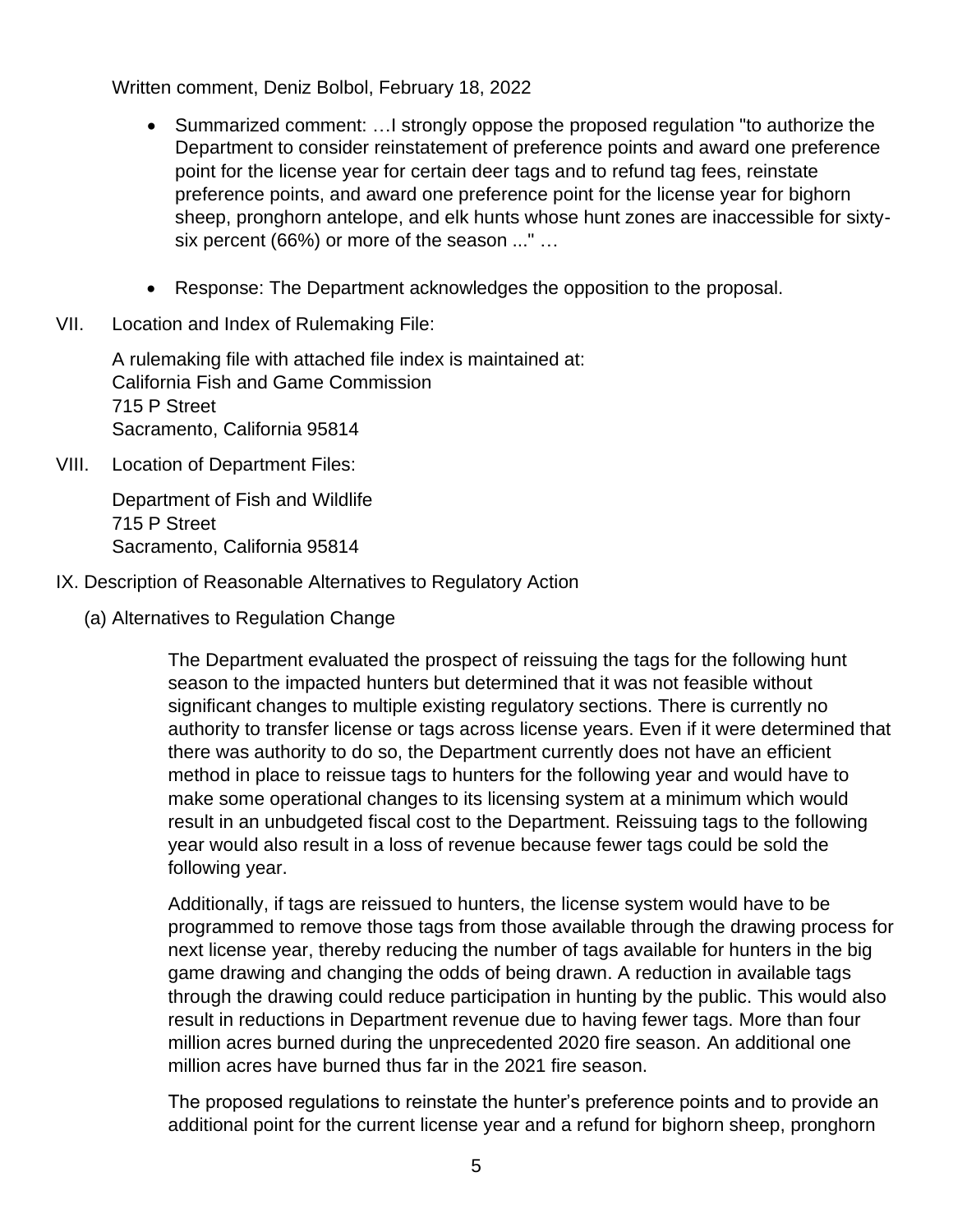Written comment, Deniz Bolbol, February 18, 2022

- Summarized comment: …I strongly oppose the proposed regulation "to authorize the Department to consider reinstatement of preference points and award one preference point for the license year for certain deer tags and to refund tag fees, reinstate preference points, and award one preference point for the license year for bighorn sheep, pronghorn antelope, and elk hunts whose hunt zones are inaccessible for sixty-six percent (66%) or more of the season ..." …

- Response: The Department acknowledges the opposition to the proposal.

VII. Location and Index of Rulemaking File:

A rulemaking file with attached file index is maintained at:
California Fish and Game Commission
715 P Street
Sacramento, California 95814

VIII. Location of Department Files:

Department of Fish and Wildlife
715 P Street
Sacramento, California 95814

IX. Description of Reasonable Alternatives to Regulatory Action

(a) Alternatives to Regulation Change

The Department evaluated the prospect of reissuing the tags for the following hunt season to the impacted hunters but determined that it was not feasible without significant changes to multiple existing regulatory sections. There is currently no authority to transfer license or tags across license years. Even if it were determined that there was authority to do so, the Department currently does not have an efficient method in place to reissue tags to hunters for the following year and would have to make some operational changes to its licensing system at a minimum which would result in an unbudgeted fiscal cost to the Department. Reissuing tags to the following year would also result in a loss of revenue because fewer tags could be sold the following year.

Additionally, if tags are reissued to hunters, the license system would have to be programmed to remove those tags from those available through the drawing process for next license year, thereby reducing the number of tags available for hunters in the big game drawing and changing the odds of being drawn. A reduction in available tags through the drawing could reduce participation in hunting by the public. This would also result in reductions in Department revenue due to having fewer tags. More than four million acres burned during the unprecedented 2020 fire season. An additional one million acres have burned thus far in the 2021 fire season.

The proposed regulations to reinstate the hunter's preference points and to provide an additional point for the current license year and a refund for bighorn sheep, pronghorn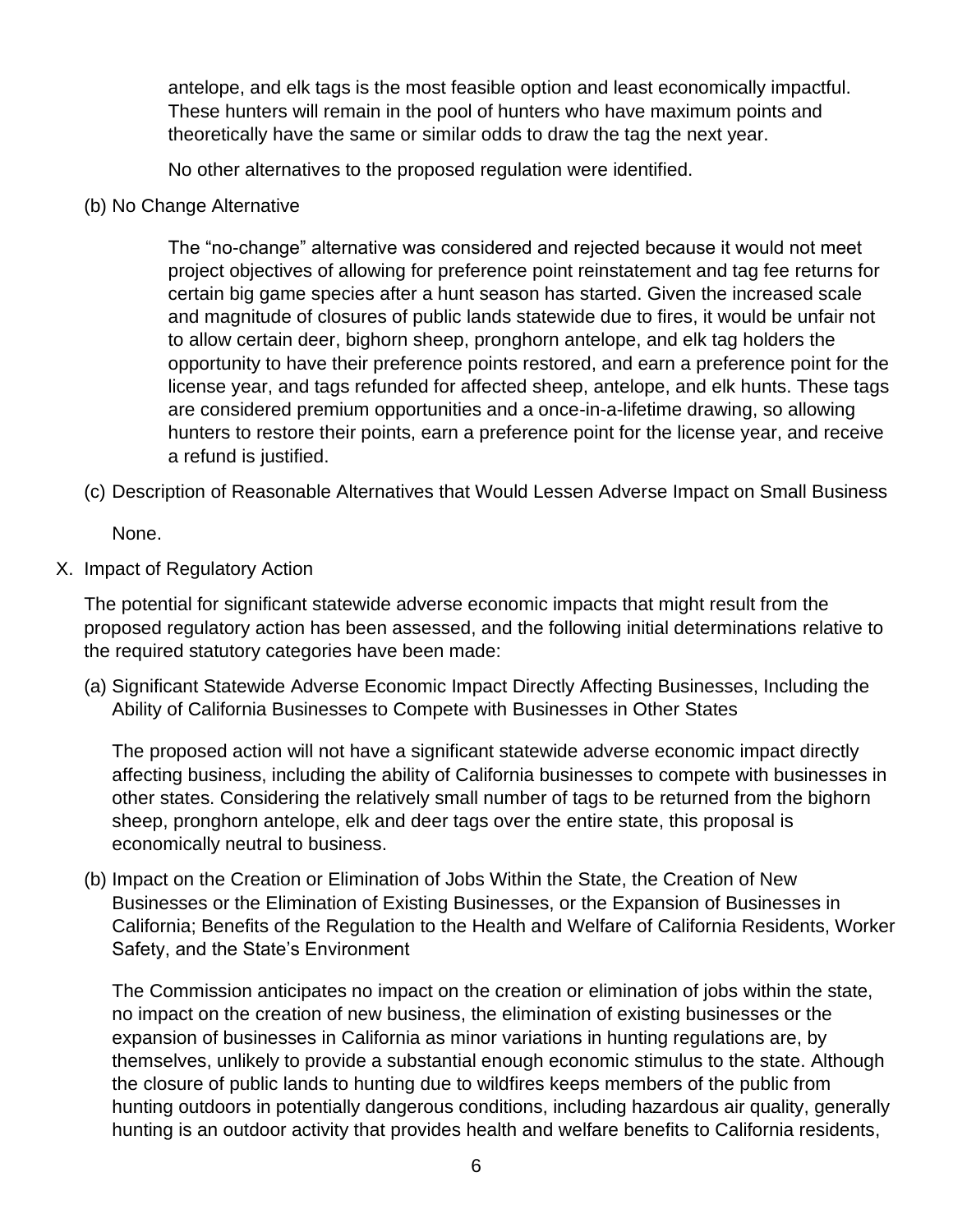antelope, and elk tags is the most feasible option and least economically impactful. These hunters will remain in the pool of hunters who have maximum points and theoretically have the same or similar odds to draw the tag the next year.

No other alternatives to the proposed regulation were identified.

(b) No Change Alternative

The "no-change" alternative was considered and rejected because it would not meet project objectives of allowing for preference point reinstatement and tag fee returns for certain big game species after a hunt season has started. Given the increased scale and magnitude of closures of public lands statewide due to fires, it would be unfair not to allow certain deer, bighorn sheep, pronghorn antelope, and elk tag holders the opportunity to have their preference points restored, and earn a preference point for the license year, and tags refunded for affected sheep, antelope, and elk hunts. These tags are considered premium opportunities and a once-in-a-lifetime drawing, so allowing hunters to restore their points, earn a preference point for the license year, and receive a refund is justified.

(c) Description of Reasonable Alternatives that Would Lessen Adverse Impact on Small Business

None.

X. Impact of Regulatory Action

The potential for significant statewide adverse economic impacts that might result from the proposed regulatory action has been assessed, and the following initial determinations relative to the required statutory categories have been made:

(a) Significant Statewide Adverse Economic Impact Directly Affecting Businesses, Including the Ability of California Businesses to Compete with Businesses in Other States

The proposed action will not have a significant statewide adverse economic impact directly affecting business, including the ability of California businesses to compete with businesses in other states. Considering the relatively small number of tags to be returned from the bighorn sheep, pronghorn antelope, elk and deer tags over the entire state, this proposal is economically neutral to business.

(b) Impact on the Creation or Elimination of Jobs Within the State, the Creation of New Businesses or the Elimination of Existing Businesses, or the Expansion of Businesses in California; Benefits of the Regulation to the Health and Welfare of California Residents, Worker Safety, and the State's Environment

The Commission anticipates no impact on the creation or elimination of jobs within the state, no impact on the creation of new business, the elimination of existing businesses or the expansion of businesses in California as minor variations in hunting regulations are, by themselves, unlikely to provide a substantial enough economic stimulus to the state. Although the closure of public lands to hunting due to wildfires keeps members of the public from hunting outdoors in potentially dangerous conditions, including hazardous air quality, generally hunting is an outdoor activity that provides health and welfare benefits to California residents,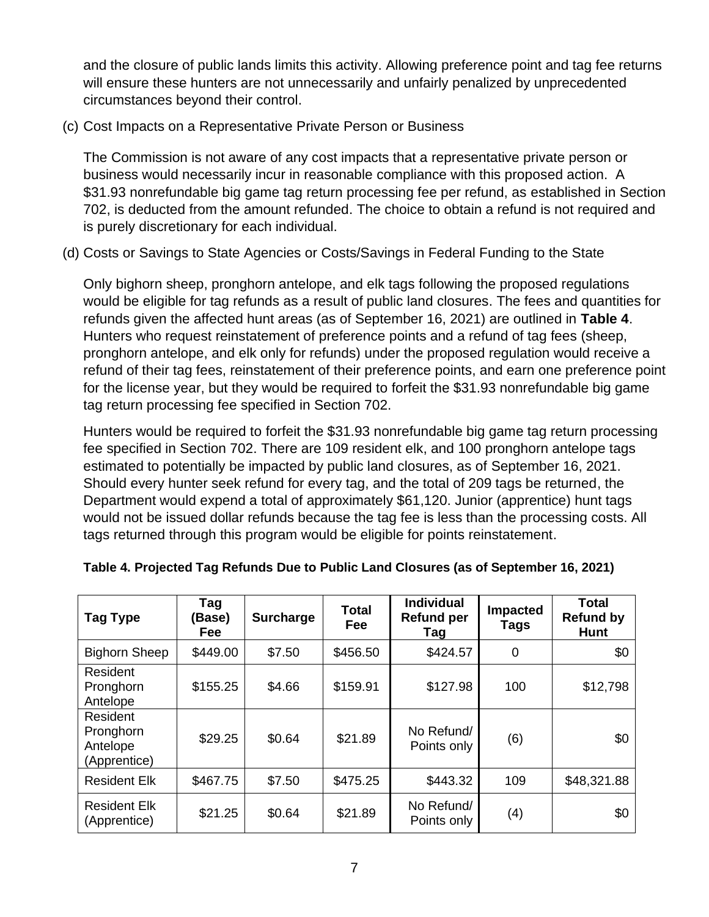and the closure of public lands limits this activity. Allowing preference point and tag fee returns will ensure these hunters are not unnecessarily and unfairly penalized by unprecedented circumstances beyond their control.

(c) Cost Impacts on a Representative Private Person or Business

The Commission is not aware of any cost impacts that a representative private person or business would necessarily incur in reasonable compliance with this proposed action. A $31.93 nonrefundable big game tag return processing fee per refund, as established in Section 702, is deducted from the amount refunded. The choice to obtain a refund is not required and is purely discretionary for each individual.

(d) Costs or Savings to State Agencies or Costs/Savings in Federal Funding to the State

Only bighorn sheep, pronghorn antelope, and elk tags following the proposed regulations would be eligible for tag refunds as a result of public land closures. The fees and quantities for refunds given the affected hunt areas (as of September 16, 2021) are outlined in **Table 4**. Hunters who request reinstatement of preference points and a refund of tag fees (sheep, pronghorn antelope, and elk only for refunds) under the proposed regulation would receive a refund of their tag fees, reinstatement of their preference points, and earn one preference point for the license year, but they would be required to forfeit the $31.93 nonrefundable big game tag return processing fee specified in Section 702.

Hunters would be required to forfeit the $31.93 nonrefundable big game tag return processing fee specified in Section 702. There are 109 resident elk, and 100 pronghorn antelope tags estimated to potentially be impacted by public land closures, as of September 16, 2021. Should every hunter seek refund for every tag, and the total of 209 tags be returned, the Department would expend a total of approximately $61,120. Junior (apprentice) hunt tags would not be issued dollar refunds because the tag fee is less than the processing costs. All tags returned through this program would be eligible for points reinstatement.

**Table 4. Projected Tag Refunds Due to Public Land Closures (as of September 16, 2021)**

| Tag Type | Tag (Base) Fee | Surcharge | Total Fee | Individual Refund per Tag | Impacted Tags | Total Refund by Hunt |
|---|---|---|---|---|---|---|
| Bighorn Sheep | $449.00 | $7.50 | $456.50 | $424.57 | 0 | $0 |
| Resident Pronghorn Antelope | $155.25 | $4.66 | $159.91 | $127.98 | 100 | $12,798 |
| Resident Pronghorn Antelope (Apprentice) | $29.25 | $0.64 | $21.89 | No Refund/ Points only | (6) | $0 |
| Resident Elk | $467.75 | $7.50 | $475.25 | $443.32 | 109 | $48,321.88 |
| Resident Elk (Apprentice) | $21.25 | $0.64 | $21.89 | No Refund/ Points only | (4) | $0 |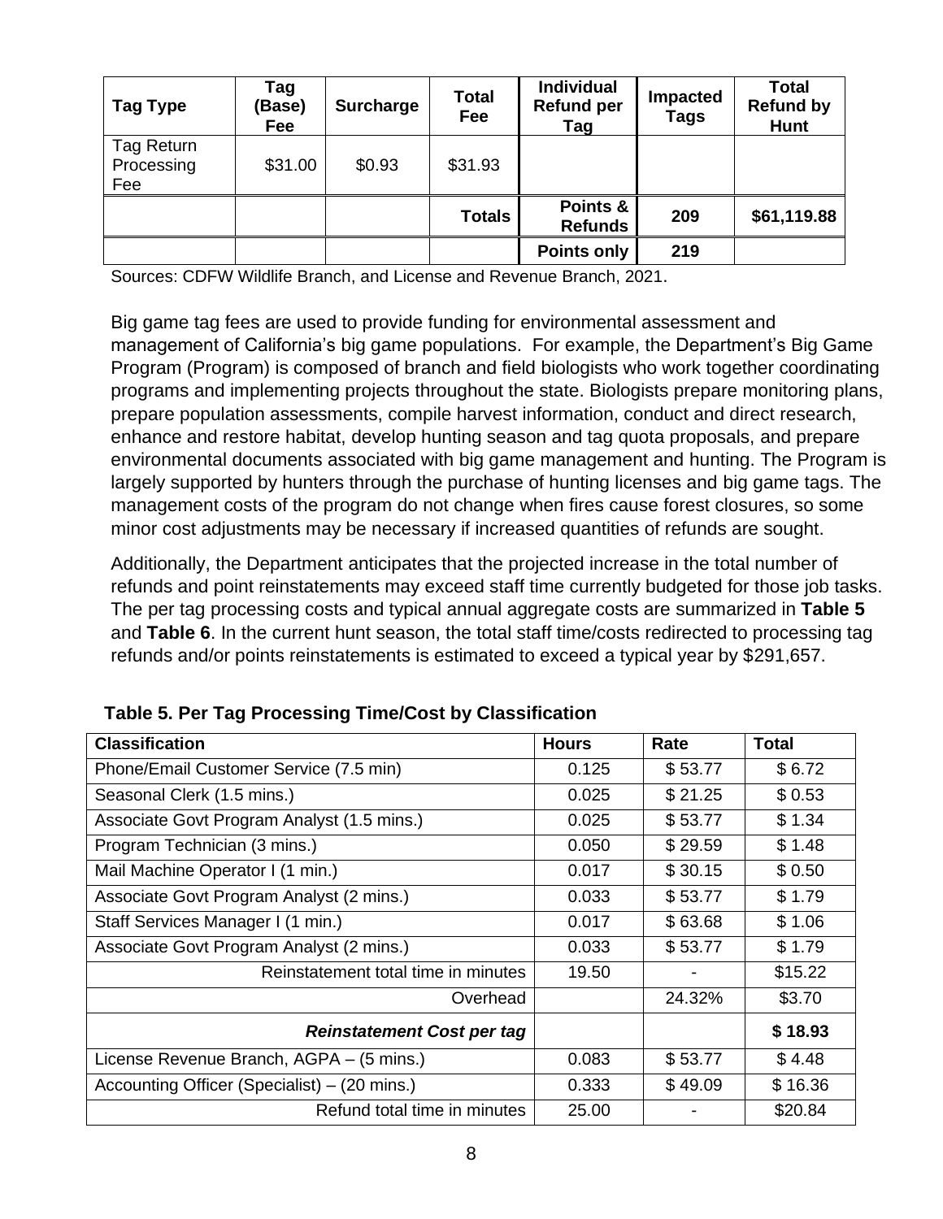| Tag Type | Tag (Base) Fee | Surcharge | Total Fee | Individual Refund per Tag | Impacted Tags | Total Refund by Hunt |
|---|---|---|---|---|---|---|
| Tag Return Processing Fee | $31.00 | $0.93 | $31.93 | | | |
| | | | **Totals** | **Points & Refunds** | **209** | **$61,119.88** |
| | | | | **Points only** | **219** | |

Sources: CDFW Wildlife Branch, and License and Revenue Branch, 2021.

Big game tag fees are used to provide funding for environmental assessment and management of California's big game populations. For example, the Department's Big Game Program (Program) is composed of branch and field biologists who work together coordinating programs and implementing projects throughout the state. Biologists prepare monitoring plans, prepare population assessments, compile harvest information, conduct and direct research, enhance and restore habitat, develop hunting season and tag quota proposals, and prepare environmental documents associated with big game management and hunting. The Program is largely supported by hunters through the purchase of hunting licenses and big game tags. The management costs of the program do not change when fires cause forest closures, so some minor cost adjustments may be necessary if increased quantities of refunds are sought.

Additionally, the Department anticipates that the projected increase in the total number of refunds and point reinstatements may exceed staff time currently budgeted for those job tasks. The per tag processing costs and typical annual aggregate costs are summarized in **Table 5** and **Table 6**. In the current hunt season, the total staff time/costs redirected to processing tag refunds and/or points reinstatements is estimated to exceed a typical year by $291,657.

**Table 5. Per Tag Processing Time/Cost by Classification**

| Classification | Hours | Rate | Total |
|---|---|---|---|
| Phone/Email Customer Service (7.5 min) | 0.125 | $ 53.77 | $ 6.72 |
| Seasonal Clerk (1.5 mins.) | 0.025 | $ 21.25 | $ 0.53 |
| Associate Govt Program Analyst (1.5 mins.) | 0.025 | $ 53.77 | $ 1.34 |
| Program Technician (3 mins.) | 0.050 | $ 29.59 | $ 1.48 |
| Mail Machine Operator I (1 min.) | 0.017 | $ 30.15 | $ 0.50 |
| Associate Govt Program Analyst (2 mins.) | 0.033 | $ 53.77 | $ 1.79 |
| Staff Services Manager I (1 min.) | 0.017 | $ 63.68 | $ 1.06 |
| Associate Govt Program Analyst (2 mins.) | 0.033 | $ 53.77 | $ 1.79 |
| Reinstatement total time in minutes | 19.50 | - | $15.22 |
| Overhead | | 24.32% | $3.70 |
| ***Reinstatement Cost per tag*** | | | **$ 18.93** |
| License Revenue Branch, AGPA – (5 mins.) | 0.083 | $ 53.77 | $ 4.48 |
| Accounting Officer (Specialist) – (20 mins.) | 0.333 | $ 49.09 | $ 16.36 |
| Refund total time in minutes | 25.00 | - | $20.84 |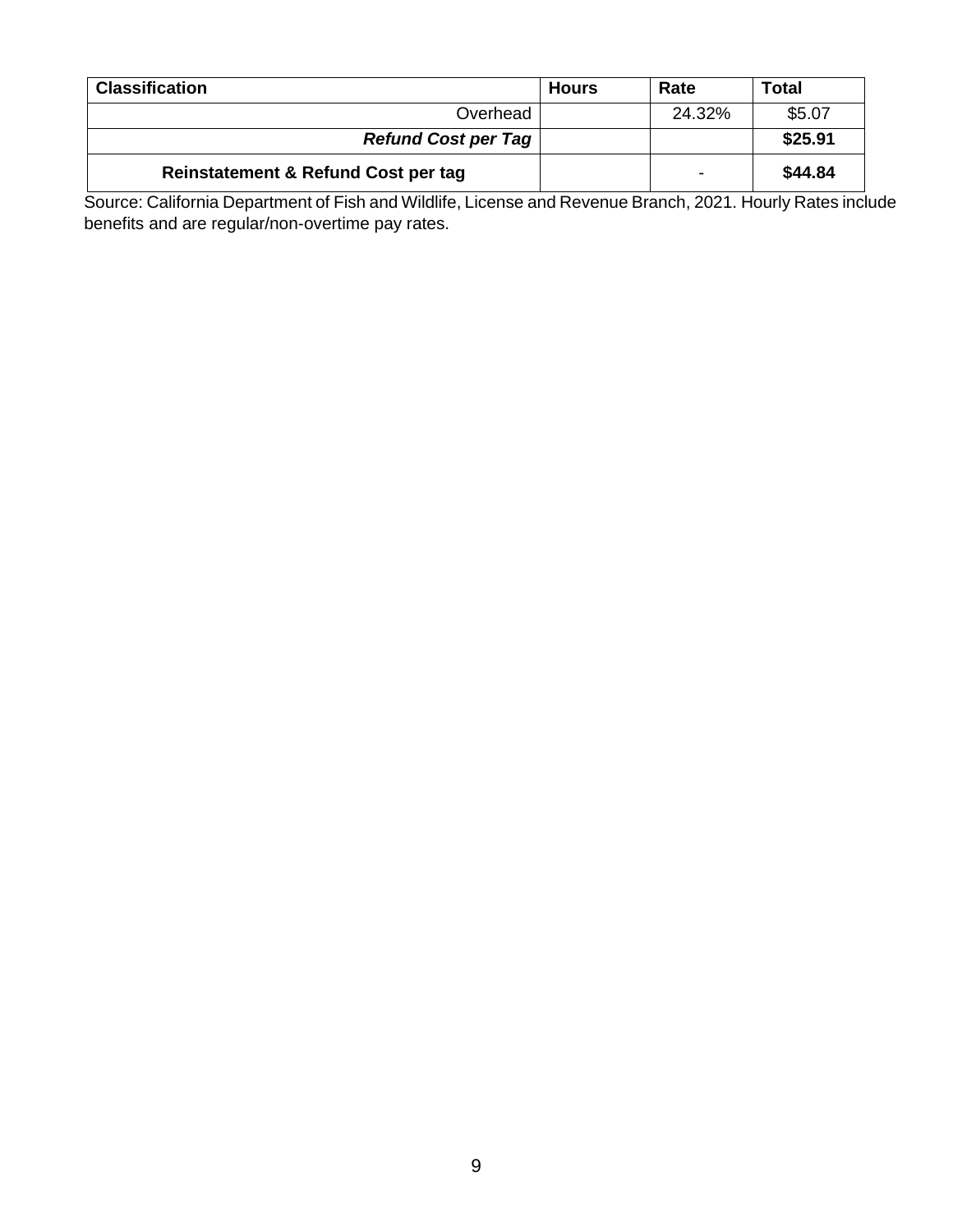| Classification | Hours | Rate | Total |
|---|---|---|---|
| Overhead | | 24.32% | $5.07 |
| ***Refund Cost per Tag*** | | | **$25.91** |
| **Reinstatement & Refund Cost per tag** | | - | **$44.84** |

Source: California Department of Fish and Wildlife, License and Revenue Branch, 2021. Hourly Rates include benefits and are regular/non-overtime pay rates.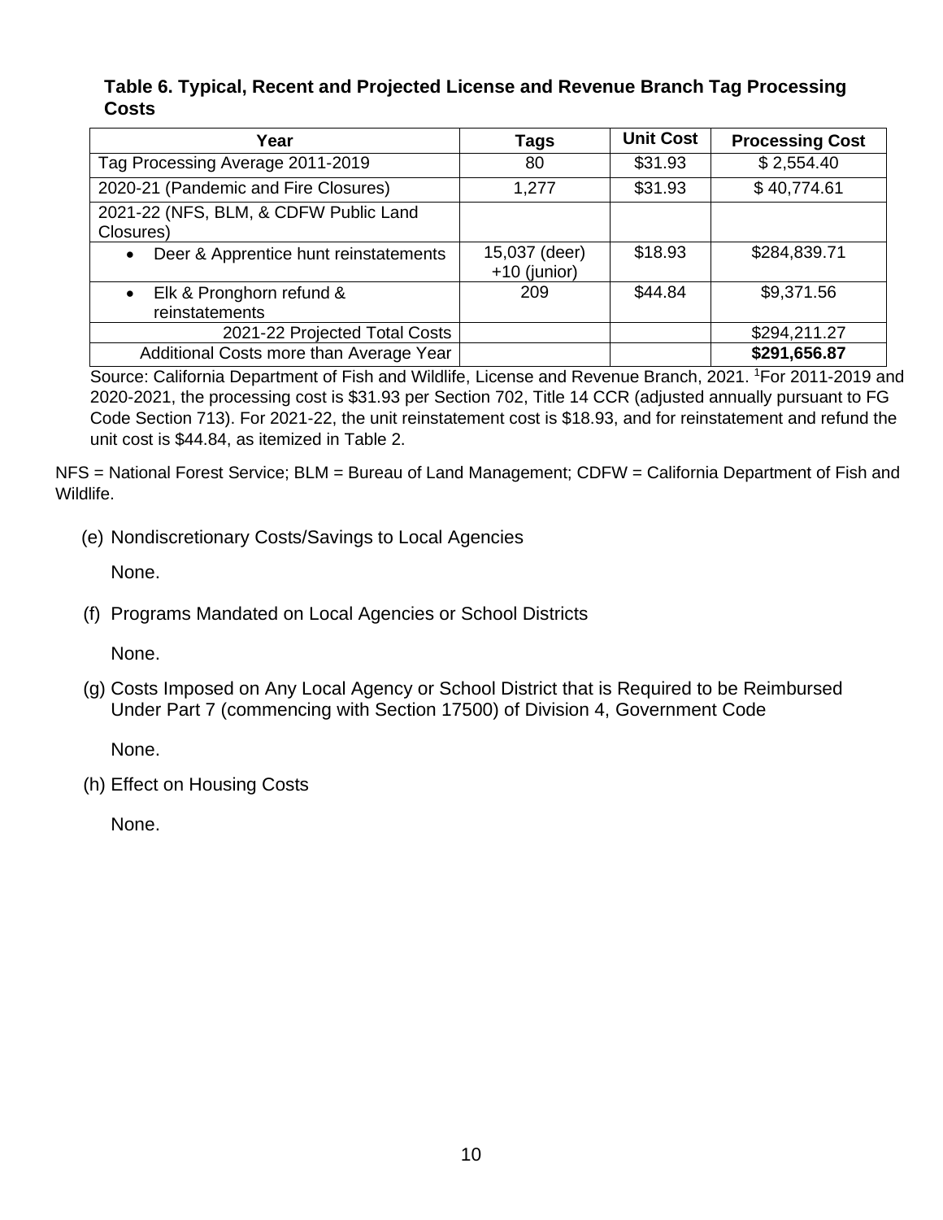**Table 6. Typical, Recent and Projected License and Revenue Branch Tag Processing Costs**

| Year | Tags | Unit Cost | Processing Cost |
|---|---|---|---|
| Tag Processing Average 2011-2019 | 80 | $31.93 | $ 2,554.40 |
| 2020-21 (Pandemic and Fire Closures) | 1,277 | $31.93 | $ 40,774.61 |
| 2021-22 (NFS, BLM, & CDFW Public Land Closures) | | | |
| • Deer & Apprentice hunt reinstatements | 15,037 (deer) +10 (junior) | $18.93 | $284,839.71 |
| • Elk & Pronghorn refund & reinstatements | 209 | $44.84 | $9,371.56 |
| 2021-22 Projected Total Costs | | | $294,211.27 |
| Additional Costs more than Average Year | | | **$291,656.87** |

Source: California Department of Fish and Wildlife, License and Revenue Branch, 2021. [1]For 2011-2019 and 2020-2021, the processing cost is $31.93 per Section 702, Title 14 CCR (adjusted annually pursuant to FG Code Section 713). For 2021-22, the unit reinstatement cost is $18.93, and for reinstatement and refund the unit cost is $44.84, as itemized in Table 2.

NFS = National Forest Service; BLM = Bureau of Land Management; CDFW = California Department of Fish and Wildlife.

(e) Nondiscretionary Costs/Savings to Local Agencies

None.

(f) Programs Mandated on Local Agencies or School Districts

None.

(g) Costs Imposed on Any Local Agency or School District that is Required to be Reimbursed Under Part 7 (commencing with Section 17500) of Division 4, Government Code

None.

(h) Effect on Housing Costs

None.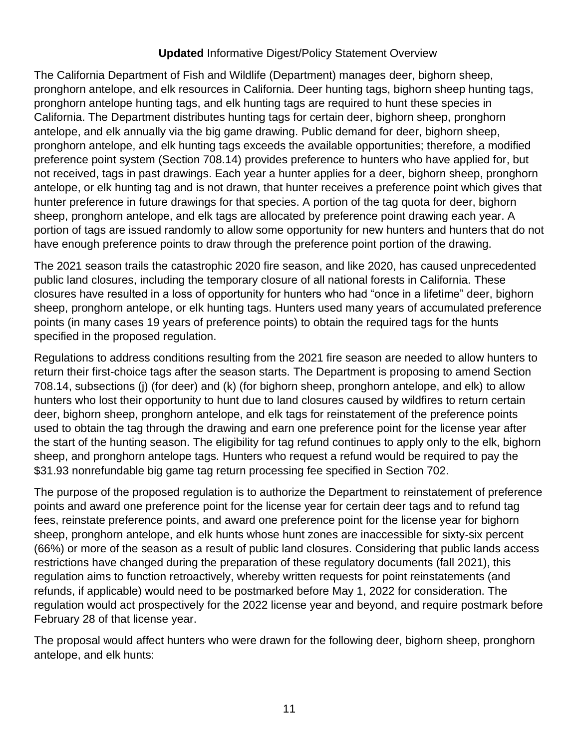**Updated** Informative Digest/Policy Statement Overview

The California Department of Fish and Wildlife (Department) manages deer, bighorn sheep, pronghorn antelope, and elk resources in California. Deer hunting tags, bighorn sheep hunting tags, pronghorn antelope hunting tags, and elk hunting tags are required to hunt these species in California. The Department distributes hunting tags for certain deer, bighorn sheep, pronghorn antelope, and elk annually via the big game drawing. Public demand for deer, bighorn sheep, pronghorn antelope, and elk hunting tags exceeds the available opportunities; therefore, a modified preference point system (Section 708.14) provides preference to hunters who have applied for, but not received, tags in past drawings. Each year a hunter applies for a deer, bighorn sheep, pronghorn antelope, or elk hunting tag and is not drawn, that hunter receives a preference point which gives that hunter preference in future drawings for that species. A portion of the tag quota for deer, bighorn sheep, pronghorn antelope, and elk tags are allocated by preference point drawing each year. A portion of tags are issued randomly to allow some opportunity for new hunters and hunters that do not have enough preference points to draw through the preference point portion of the drawing.

The 2021 season trails the catastrophic 2020 fire season, and like 2020, has caused unprecedented public land closures, including the temporary closure of all national forests in California. These closures have resulted in a loss of opportunity for hunters who had "once in a lifetime" deer, bighorn sheep, pronghorn antelope, or elk hunting tags. Hunters used many years of accumulated preference points (in many cases 19 years of preference points) to obtain the required tags for the hunts specified in the proposed regulation.

Regulations to address conditions resulting from the 2021 fire season are needed to allow hunters to return their first-choice tags after the season starts. The Department is proposing to amend Section 708.14, subsections (j) (for deer) and (k) (for bighorn sheep, pronghorn antelope, and elk) to allow hunters who lost their opportunity to hunt due to land closures caused by wildfires to return certain deer, bighorn sheep, pronghorn antelope, and elk tags for reinstatement of the preference points used to obtain the tag through the drawing and earn one preference point for the license year after the start of the hunting season. The eligibility for tag refund continues to apply only to the elk, bighorn sheep, and pronghorn antelope tags. Hunters who request a refund would be required to pay the $31.93 nonrefundable big game tag return processing fee specified in Section 702.

The purpose of the proposed regulation is to authorize the Department to reinstatement of preference points and award one preference point for the license year for certain deer tags and to refund tag fees, reinstate preference points, and award one preference point for the license year for bighorn sheep, pronghorn antelope, and elk hunts whose hunt zones are inaccessible for sixty-six percent (66%) or more of the season as a result of public land closures. Considering that public lands access restrictions have changed during the preparation of these regulatory documents (fall 2021), this regulation aims to function retroactively, whereby written requests for point reinstatements (and refunds, if applicable) would need to be postmarked before May 1, 2022 for consideration. The regulation would act prospectively for the 2022 license year and beyond, and require postmark before February 28 of that license year.

The proposal would affect hunters who were drawn for the following deer, bighorn sheep, pronghorn antelope, and elk hunts: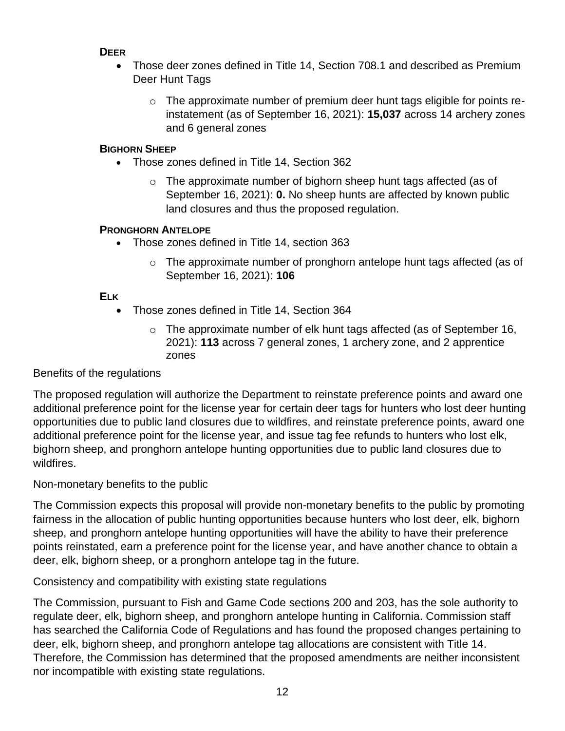**DEER**

- Those deer zones defined in Title 14, Section 708.1 and described as Premium Deer Hunt Tags
  - The approximate number of premium deer hunt tags eligible for points re-instatement (as of September 16, 2021): **15,037** across 14 archery zones and 6 general zones

**BIGHORN SHEEP**

- Those zones defined in Title 14, Section 362
  - The approximate number of bighorn sheep hunt tags affected (as of September 16, 2021): **0.** No sheep hunts are affected by known public land closures and thus the proposed regulation.

**PRONGHORN ANTELOPE**

- Those zones defined in Title 14, section 363
  - The approximate number of pronghorn antelope hunt tags affected (as of September 16, 2021): **106**

**ELK**

- Those zones defined in Title 14, Section 364
  - The approximate number of elk hunt tags affected (as of September 16, 2021): **113** across 7 general zones, 1 archery zone, and 2 apprentice zones

Benefits of the regulations

The proposed regulation will authorize the Department to reinstate preference points and award one additional preference point for the license year for certain deer tags for hunters who lost deer hunting opportunities due to public land closures due to wildfires, and reinstate preference points, award one additional preference point for the license year, and issue tag fee refunds to hunters who lost elk, bighorn sheep, and pronghorn antelope hunting opportunities due to public land closures due to wildfires.

Non-monetary benefits to the public

The Commission expects this proposal will provide non-monetary benefits to the public by promoting fairness in the allocation of public hunting opportunities because hunters who lost deer, elk, bighorn sheep, and pronghorn antelope hunting opportunities will have the ability to have their preference points reinstated, earn a preference point for the license year, and have another chance to obtain a deer, elk, bighorn sheep, or a pronghorn antelope tag in the future.

Consistency and compatibility with existing state regulations

The Commission, pursuant to Fish and Game Code sections 200 and 203, has the sole authority to regulate deer, elk, bighorn sheep, and pronghorn antelope hunting in California. Commission staff has searched the California Code of Regulations and has found the proposed changes pertaining to deer, elk, bighorn sheep, and pronghorn antelope tag allocations are consistent with Title 14. Therefore, the Commission has determined that the proposed amendments are neither inconsistent nor incompatible with existing state regulations.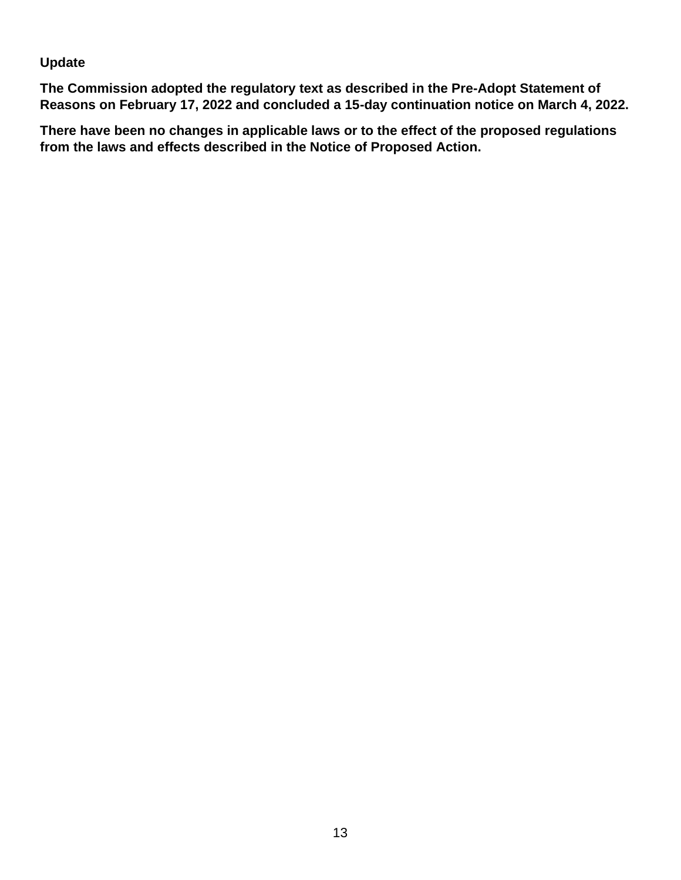**Update**

**The Commission adopted the regulatory text as described in the Pre-Adopt Statement of Reasons on February 17, 2022 and concluded a 15-day continuation notice on March 4, 2022.**

**There have been no changes in applicable laws or to the effect of the proposed regulations from the laws and effects described in the Notice of Proposed Action.**